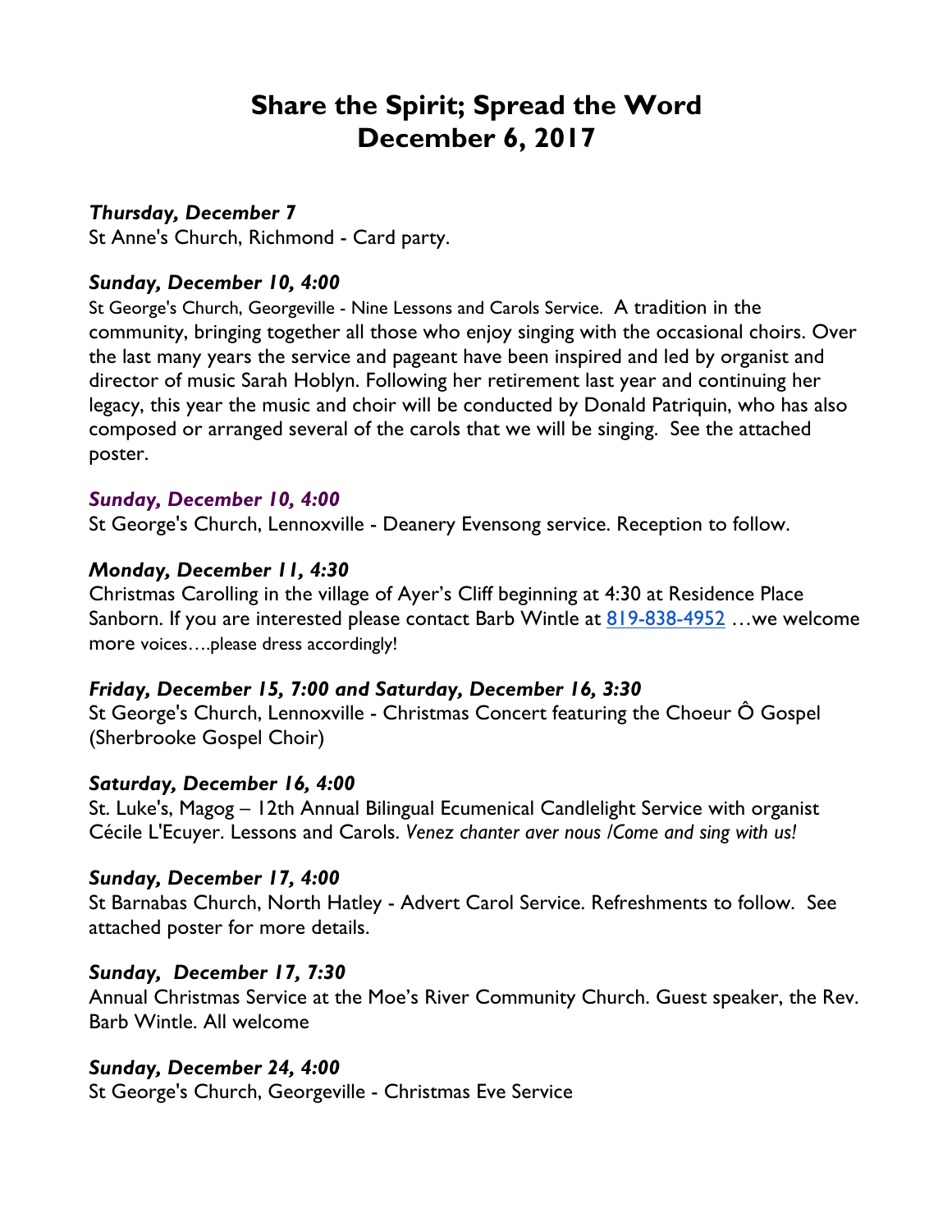# Share the Spirit; Spread the Word
# December 6, 2017

***Thursday, December 7***
St Anne's Church, Richmond - Card party.

***Sunday, December 10, 4:00***
St George's Church, Georgeville - Nine Lessons and Carols Service. A tradition in the community, bringing together all those who enjoy singing with the occasional choirs. Over the last many years the service and pageant have been inspired and led by organist and director of music Sarah Hoblyn. Following her retirement last year and continuing her legacy, this year the music and choir will be conducted by Donald Patriquin, who has also composed or arranged several of the carols that we will be singing. See the attached poster.

***Sunday, December 10, 4:00***
St George's Church, Lennoxville - Deanery Evensong service. Reception to follow.

***Monday, December 11, 4:30***
Christmas Carolling in the village of Ayer's Cliff beginning at 4:30 at Residence Place Sanborn. If you are interested please contact Barb Wintle at 819-838-4952 …we welcome more voices….please dress accordingly!

***Friday, December 15, 7:00 and Saturday, December 16, 3:30***
St George's Church, Lennoxville - Christmas Concert featuring the Choeur Ô Gospel (Sherbrooke Gospel Choir)

***Saturday, December 16, 4:00***
St. Luke's, Magog – 12th Annual Bilingual Ecumenical Candlelight Service with organist Cécile L'Ecuyer. Lessons and Carols. *Venez chanter aver nous /Come and sing with us!*

***Sunday, December 17, 4:00***
St Barnabas Church, North Hatley - Advert Carol Service. Refreshments to follow. See attached poster for more details.

***Sunday, December 17, 7:30***
Annual Christmas Service at the Moe's River Community Church. Guest speaker, the Rev. Barb Wintle. All welcome

***Sunday, December 24, 4:00***
St George's Church, Georgeville - Christmas Eve Service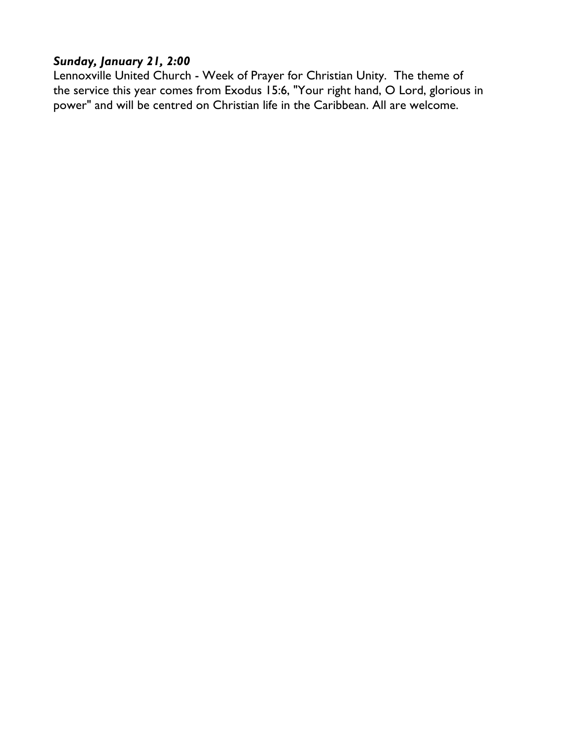***Sunday, January 21, 2:00***

Lennoxville United Church - Week of Prayer for Christian Unity. The theme of the service this year comes from Exodus 15:6, "Your right hand, O Lord, glorious in power" and will be centred on Christian life in the Caribbean. All are welcome.